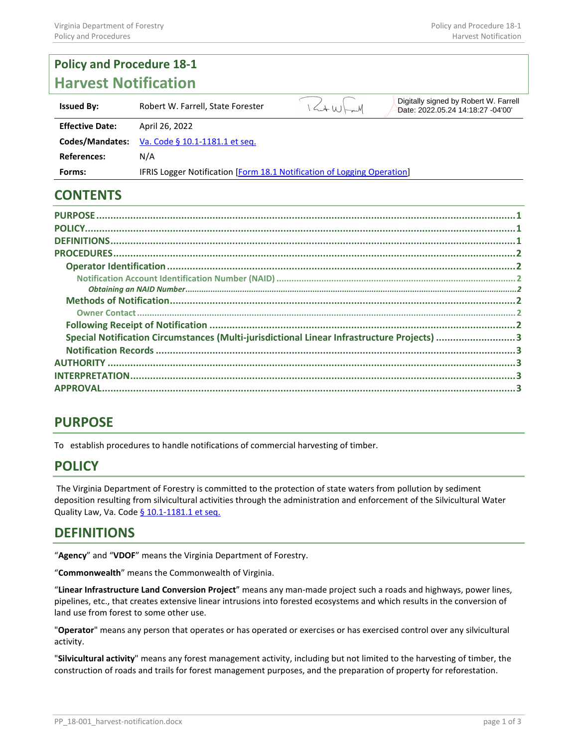# Policy and Procedure 18-1
# Harvest Notification

| | |
|---|---|
| **Issued By:** | Robert W. Farrell, State Forester — Digitally signed by Robert W. Farrell Date: 2022.05.24 14:18:27 -04'00' |
| **Effective Date:** | April 26, 2022 |
| **Codes/Mandates:** | Va. Code § 10.1-1181.1 et seq. |
| **References:** | N/A |
| **Forms:** | IFRIS Logger Notification [Form 18.1 Notification of Logging Operation] |

## CONTENTS

- PURPOSE ... 1
- POLICY ... 1
- DEFINITIONS ... 1
- PROCEDURES ... 2
  - Operator Identification ... 2
    - Notification Account Identification Number (NAID) ... 2
      - *Obtaining an NAID Number* ... 2
  - Methods of Notification ... 2
    - Owner Contact ... 2
  - Following Receipt of Notification ... 2
  - Special Notification Circumstances (Multi-jurisdictional Linear Infrastructure Projects) ... 3
  - Notification Records ... 3
- AUTHORITY ... 3
- INTERPRETATION ... 3
- APPROVAL ... 3

## PURPOSE

To establish procedures to handle notifications of commercial harvesting of timber.

## POLICY

The Virginia Department of Forestry is committed to the protection of state waters from pollution by sediment deposition resulting from silvicultural activities through the administration and enforcement of the Silvicultural Water Quality Law, Va. Code § 10.1-1181.1 et seq.

## DEFINITIONS

"**Agency**" and "**VDOF**" means the Virginia Department of Forestry.

"**Commonwealth**" means the Commonwealth of Virginia.

"**Linear Infrastructure Land Conversion Project**" means any man-made project such a roads and highways, power lines, pipelines, etc., that creates extensive linear intrusions into forested ecosystems and which results in the conversion of land use from forest to some other use.

"**Operator**" means any person that operates or has operated or exercises or has exercised control over any silvicultural activity.

"**Silvicultural activity**" means any forest management activity, including but not limited to the harvesting of timber, the construction of roads and trails for forest management purposes, and the preparation of property for reforestation.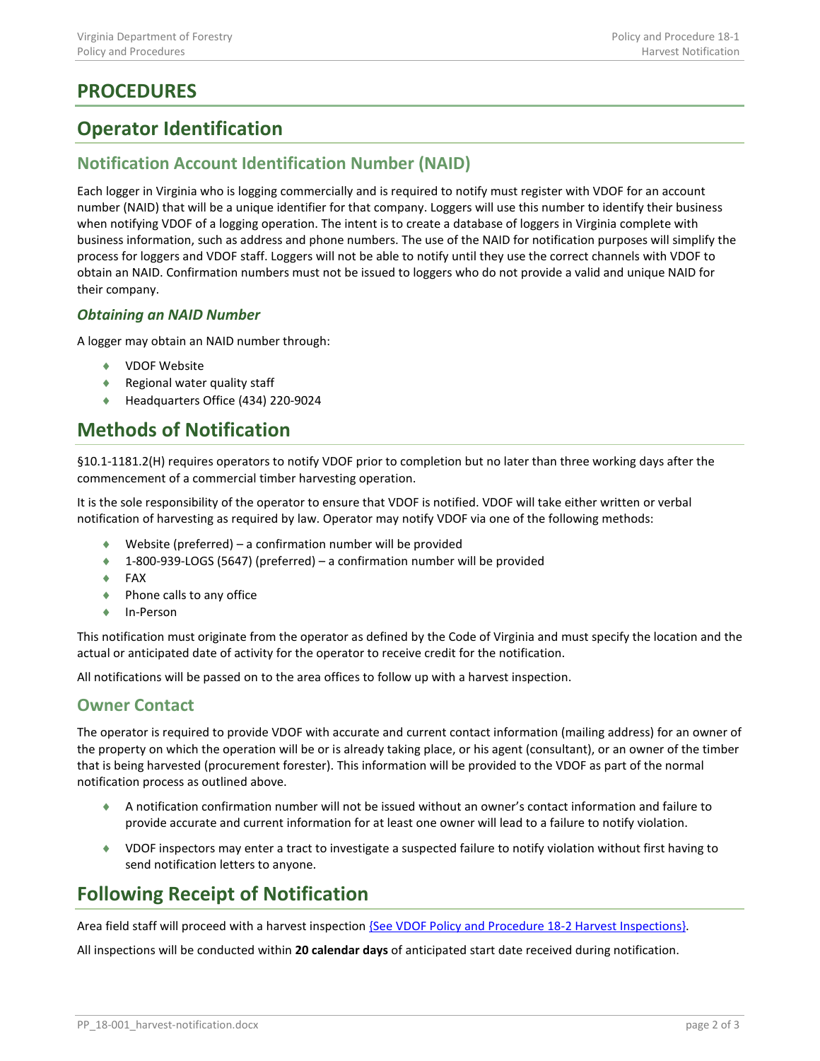# PROCEDURES

## Operator Identification

### Notification Account Identification Number (NAID)

Each logger in Virginia who is logging commercially and is required to notify must register with VDOF for an account number (NAID) that will be a unique identifier for that company. Loggers will use this number to identify their business when notifying VDOF of a logging operation. The intent is to create a database of loggers in Virginia complete with business information, such as address and phone numbers. The use of the NAID for notification purposes will simplify the process for loggers and VDOF staff. Loggers will not be able to notify until they use the correct channels with VDOF to obtain an NAID. Confirmation numbers must not be issued to loggers who do not provide a valid and unique NAID for their company.

#### *Obtaining an NAID Number*

A logger may obtain an NAID number through:

- VDOF Website
- Regional water quality staff
- Headquarters Office (434) 220-9024

## Methods of Notification

§10.1-1181.2(H) requires operators to notify VDOF prior to completion but no later than three working days after the commencement of a commercial timber harvesting operation.

It is the sole responsibility of the operator to ensure that VDOF is notified. VDOF will take either written or verbal notification of harvesting as required by law. Operator may notify VDOF via one of the following methods:

- Website (preferred) – a confirmation number will be provided
- 1-800-939-LOGS (5647) (preferred) – a confirmation number will be provided
- FAX
- Phone calls to any office
- In-Person

This notification must originate from the operator as defined by the Code of Virginia and must specify the location and the actual or anticipated date of activity for the operator to receive credit for the notification.

All notifications will be passed on to the area offices to follow up with a harvest inspection.

### Owner Contact

The operator is required to provide VDOF with accurate and current contact information (mailing address) for an owner of the property on which the operation will be or is already taking place, or his agent (consultant), or an owner of the timber that is being harvested (procurement forester). This information will be provided to the VDOF as part of the normal notification process as outlined above.

- A notification confirmation number will not be issued without an owner's contact information and failure to provide accurate and current information for at least one owner will lead to a failure to notify violation.
- VDOF inspectors may enter a tract to investigate a suspected failure to notify violation without first having to send notification letters to anyone.

## Following Receipt of Notification

Area field staff will proceed with a harvest inspection {See VDOF Policy and Procedure 18-2 Harvest Inspections}.

All inspections will be conducted within **20 calendar days** of anticipated start date received during notification.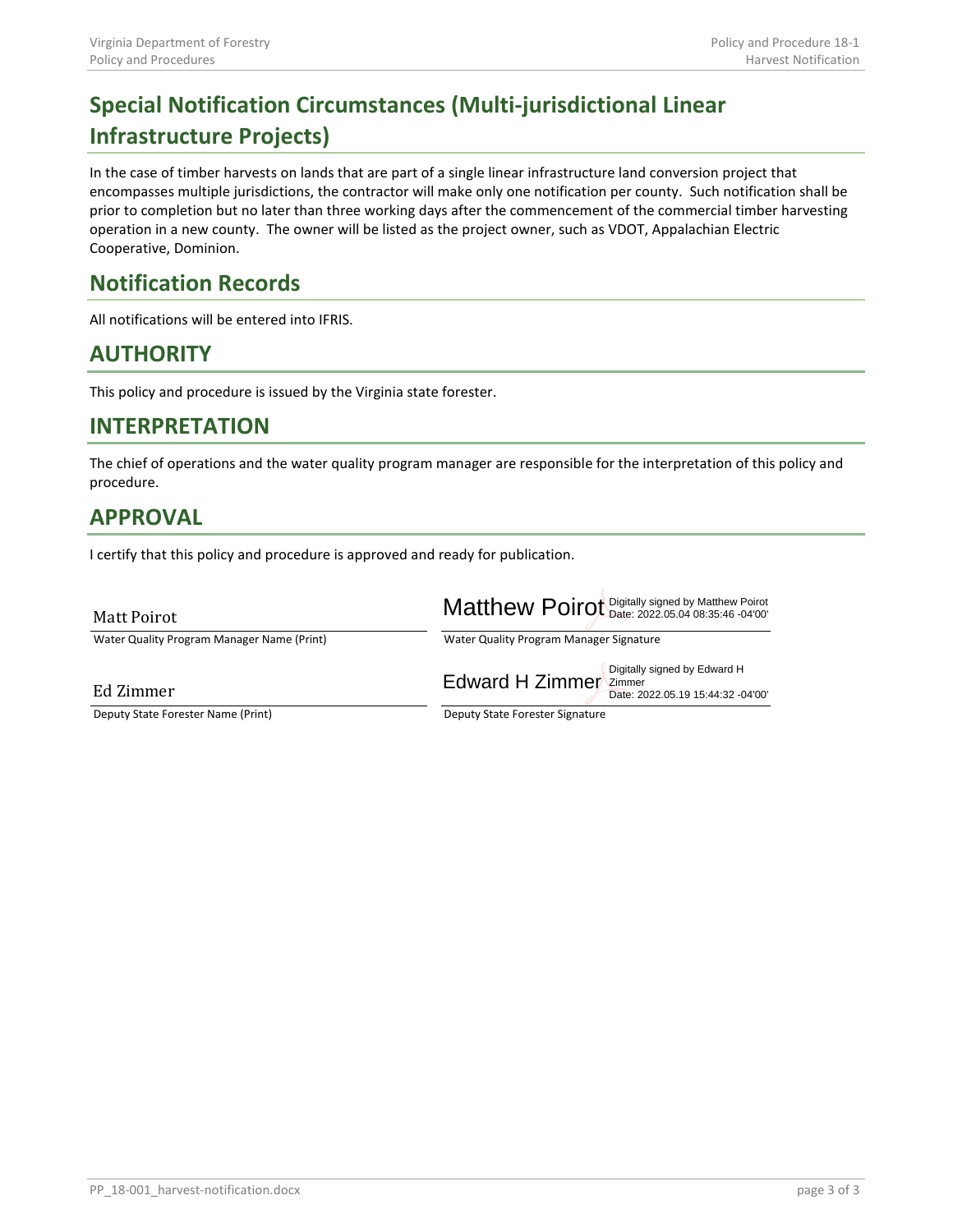## Special Notification Circumstances (Multi-jurisdictional Linear Infrastructure Projects)

In the case of timber harvests on lands that are part of a single linear infrastructure land conversion project that encompasses multiple jurisdictions, the contractor will make only one notification per county. Such notification shall be prior to completion but no later than three working days after the commencement of the commercial timber harvesting operation in a new county. The owner will be listed as the project owner, such as VDOT, Appalachian Electric Cooperative, Dominion.

## Notification Records

All notifications will be entered into IFRIS.

## AUTHORITY

This policy and procedure is issued by the Virginia state forester.

## INTERPRETATION

The chief of operations and the water quality program manager are responsible for the interpretation of this policy and procedure.

## APPROVAL

I certify that this policy and procedure is approved and ready for publication.

| | |
|---|---|
| Matt Poirot | Matthew Poirot Digitally signed by Matthew Poirot Date: 2022.05.04 08:35:46 -04'00' |
| Water Quality Program Manager Name (Print) | Water Quality Program Manager Signature |
| Ed Zimmer | Edward H Zimmer Digitally signed by Edward H Zimmer Date: 2022.05.19 15:44:32 -04'00' |
| Deputy State Forester Name (Print) | Deputy State Forester Signature |